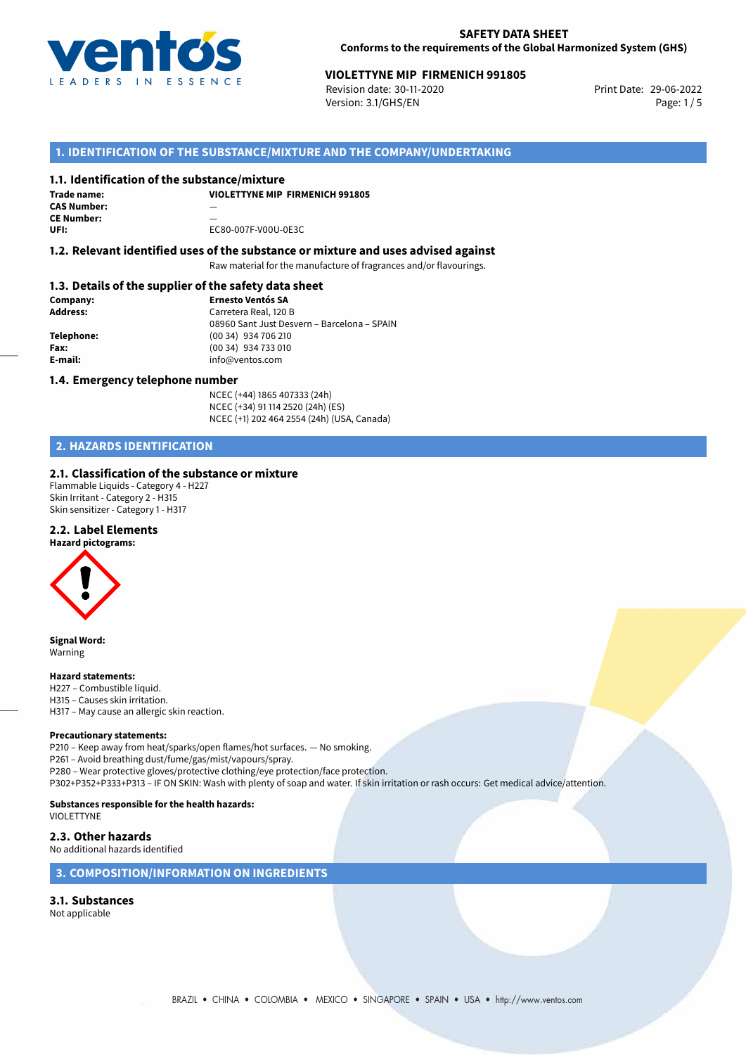# SAFETY DATA SHEET
**Conforms to the requirements of the Global Harmonized System (GHS)**

## VIOLETTYNE MIP FIRMENICH 991805

Revision date: 30-11-2020
Version: 3.1/GHS/EN
Print Date: 29-06-2022

## 1. IDENTIFICATION OF THE SUBSTANCE/MIXTURE AND THE COMPANY/UNDERTAKING

### 1.1. Identification of the substance/mixture

**Trade name:** VIOLETTYNE MIP FIRMENICH 991805
**CAS Number:** —
**CE Number:** —
**UFI:** EC80-007F-V00U-0E3C

### 1.2. Relevant identified uses of the substance or mixture and uses advised against

Raw material for the manufacture of fragrances and/or flavourings.

### 1.3. Details of the supplier of the safety data sheet

**Company:** Ernesto Ventós SA
**Address:** Carretera Real, 120 B
08960 Sant Just Desvern – Barcelona – SPAIN
**Telephone:** (00 34) 934 706 210
**Fax:** (00 34) 934 733 010
**E-mail:** info@ventos.com

### 1.4. Emergency telephone number

NCEC (+44) 1865 407333 (24h)
NCEC (+34) 91 114 2520 (24h) (ES)
NCEC (+1) 202 464 2554 (24h) (USA, Canada)

## 2. HAZARDS IDENTIFICATION

### 2.1. Classification of the substance or mixture

Flammable Liquids - Category 4 - H227
Skin Irritant - Category 2 - H315
Skin sensitizer - Category 1 - H317

### 2.2. Label Elements

**Hazard pictograms:**

**Signal Word:**
Warning

**Hazard statements:**
H227 – Combustible liquid.
H315 – Causes skin irritation.
H317 – May cause an allergic skin reaction.

**Precautionary statements:**
P210 – Keep away from heat/sparks/open flames/hot surfaces. — No smoking.
P261 – Avoid breathing dust/fume/gas/mist/vapours/spray.
P280 – Wear protective gloves/protective clothing/eye protection/face protection.
P302+P352+P333+P313 – IF ON SKIN: Wash with plenty of soap and water. If skin irritation or rash occurs: Get medical advice/attention.

**Substances responsible for the health hazards:**
VIOLETTYNE

### 2.3. Other hazards

No additional hazards identified

## 3. COMPOSITION/INFORMATION ON INGREDIENTS

### 3.1. Substances

Not applicable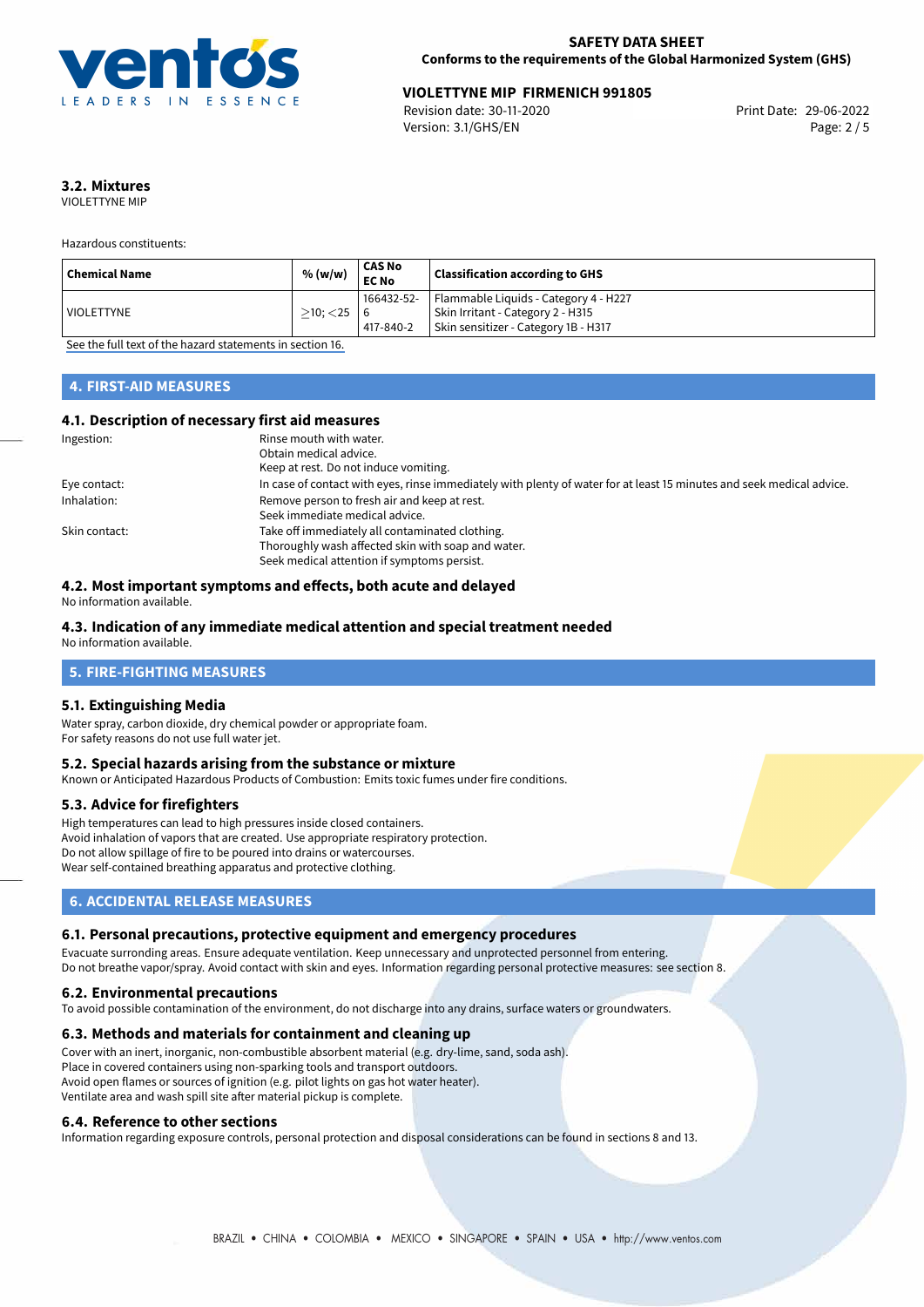### 3.2. Mixtures

VIOLETTYNE MIP

Hazardous constituents:

| Chemical Name | % (w/w) | CAS No<br>EC No | Classification according to GHS |
|---|---|---|---|
| VIOLETTYNE | $\geq$10; $<$25 | 166432-52-6<br>417-840-2 | Flammable Liquids - Category 4 - H227<br>Skin Irritant - Category 2 - H315<br>Skin sensitizer - Category 1B - H317 |

See the full text of the hazard statements in section 16.

## 4. FIRST-AID MEASURES

### 4.1. Description of necessary first aid measures

Ingestion: Rinse mouth with water.
Obtain medical advice.
Keep at rest. Do not induce vomiting.

Eye contact: In case of contact with eyes, rinse immediately with plenty of water for at least 15 minutes and seek medical advice.

Inhalation: Remove person to fresh air and keep at rest.
Seek immediate medical advice.

Skin contact: Take off immediately all contaminated clothing.
Thoroughly wash affected skin with soap and water.
Seek medical attention if symptoms persist.

### 4.2. Most important symptoms and effects, both acute and delayed

No information available.

### 4.3. Indication of any immediate medical attention and special treatment needed

No information available.

## 5. FIRE-FIGHTING MEASURES

### 5.1. Extinguishing Media

Water spray, carbon dioxide, dry chemical powder or appropriate foam.
For safety reasons do not use full water jet.

### 5.2. Special hazards arising from the substance or mixture

Known or Anticipated Hazardous Products of Combustion: Emits toxic fumes under fire conditions.

### 5.3. Advice for firefighters

High temperatures can lead to high pressures inside closed containers.
Avoid inhalation of vapors that are created. Use appropriate respiratory protection.
Do not allow spillage of fire to be poured into drains or watercourses.
Wear self-contained breathing apparatus and protective clothing.

## 6. ACCIDENTAL RELEASE MEASURES

### 6.1. Personal precautions, protective equipment and emergency procedures

Evacuate surronding areas. Ensure adequate ventilation. Keep unnecessary and unprotected personnel from entering.
Do not breathe vapor/spray. Avoid contact with skin and eyes. Information regarding personal protective measures: see section 8.

### 6.2. Environmental precautions

To avoid possible contamination of the environment, do not discharge into any drains, surface waters or groundwaters.

### 6.3. Methods and materials for containment and cleaning up

Cover with an inert, inorganic, non-combustible absorbent material (e.g. dry-lime, sand, soda ash).
Place in covered containers using non-sparking tools and transport outdoors.
Avoid open flames or sources of ignition (e.g. pilot lights on gas hot water heater).
Ventilate area and wash spill site after material pickup is complete.

### 6.4. Reference to other sections

Information regarding exposure controls, personal protection and disposal considerations can be found in sections 8 and 13.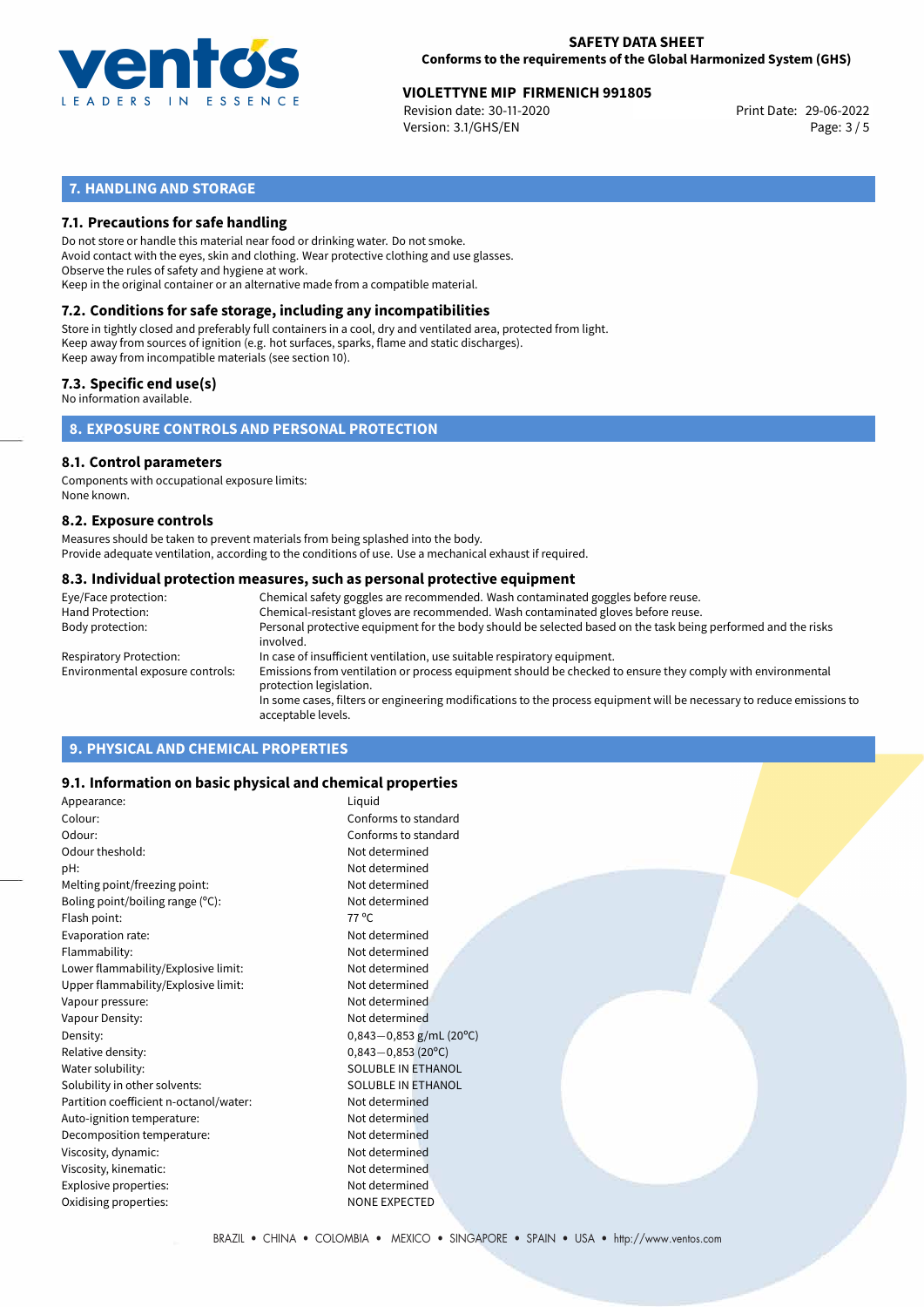## 7. HANDLING AND STORAGE

### 7.1. Precautions for safe handling

Do not store or handle this material near food or drinking water. Do not smoke.
Avoid contact with the eyes, skin and clothing. Wear protective clothing and use glasses.
Observe the rules of safety and hygiene at work.
Keep in the original container or an alternative made from a compatible material.

### 7.2. Conditions for safe storage, including any incompatibilities

Store in tightly closed and preferably full containers in a cool, dry and ventilated area, protected from light.
Keep away from sources of ignition (e.g. hot surfaces, sparks, flame and static discharges).
Keep away from incompatible materials (see section 10).

### 7.3. Specific end use(s)

No information available.

## 8. EXPOSURE CONTROLS AND PERSONAL PROTECTION

### 8.1. Control parameters

Components with occupational exposure limits:
None known.

### 8.2. Exposure controls

Measures should be taken to prevent materials from being splashed into the body.
Provide adequate ventilation, according to the conditions of use. Use a mechanical exhaust if required.

### 8.3. Individual protection measures, such as personal protective equipment

| | |
|---|---|
| Eye/Face protection: | Chemical safety goggles are recommended. Wash contaminated goggles before reuse. |
| Hand Protection: | Chemical-resistant gloves are recommended. Wash contaminated gloves before reuse. |
| Body protection: | Personal protective equipment for the body should be selected based on the task being performed and the risks involved. |
| Respiratory Protection: | In case of insufficient ventilation, use suitable respiratory equipment. |
| Environmental exposure controls: | Emissions from ventilation or process equipment should be checked to ensure they comply with environmental protection legislation. In some cases, filters or engineering modifications to the process equipment will be necessary to reduce emissions to acceptable levels. |

## 9. PHYSICAL AND CHEMICAL PROPERTIES

### 9.1. Information on basic physical and chemical properties

| | |
|---|---|
| Appearance: | Liquid |
| Colour: | Conforms to standard |
| Odour: | Conforms to standard |
| Odour theshold: | Not determined |
| pH: | Not determined |
| Melting point/freezing point: | Not determined |
| Boling point/boiling range (°C): | Not determined |
| Flash point: | 77 °C |
| Evaporation rate: | Not determined |
| Flammability: | Not determined |
| Lower flammability/Explosive limit: | Not determined |
| Upper flammability/Explosive limit: | Not determined |
| Vapour pressure: | Not determined |
| Vapour Density: | Not determined |
| Density: | 0,843−0,853 g/mL (20°C) |
| Relative density: | 0,843−0,853 (20°C) |
| Water solubility: | SOLUBLE IN ETHANOL |
| Solubility in other solvents: | SOLUBLE IN ETHANOL |
| Partition coefficient n-octanol/water: | Not determined |
| Auto-ignition temperature: | Not determined |
| Decomposition temperature: | Not determined |
| Viscosity, dynamic: | Not determined |
| Viscosity, kinematic: | Not determined |
| Explosive properties: | Not determined |
| Oxidising properties: | NONE EXPECTED |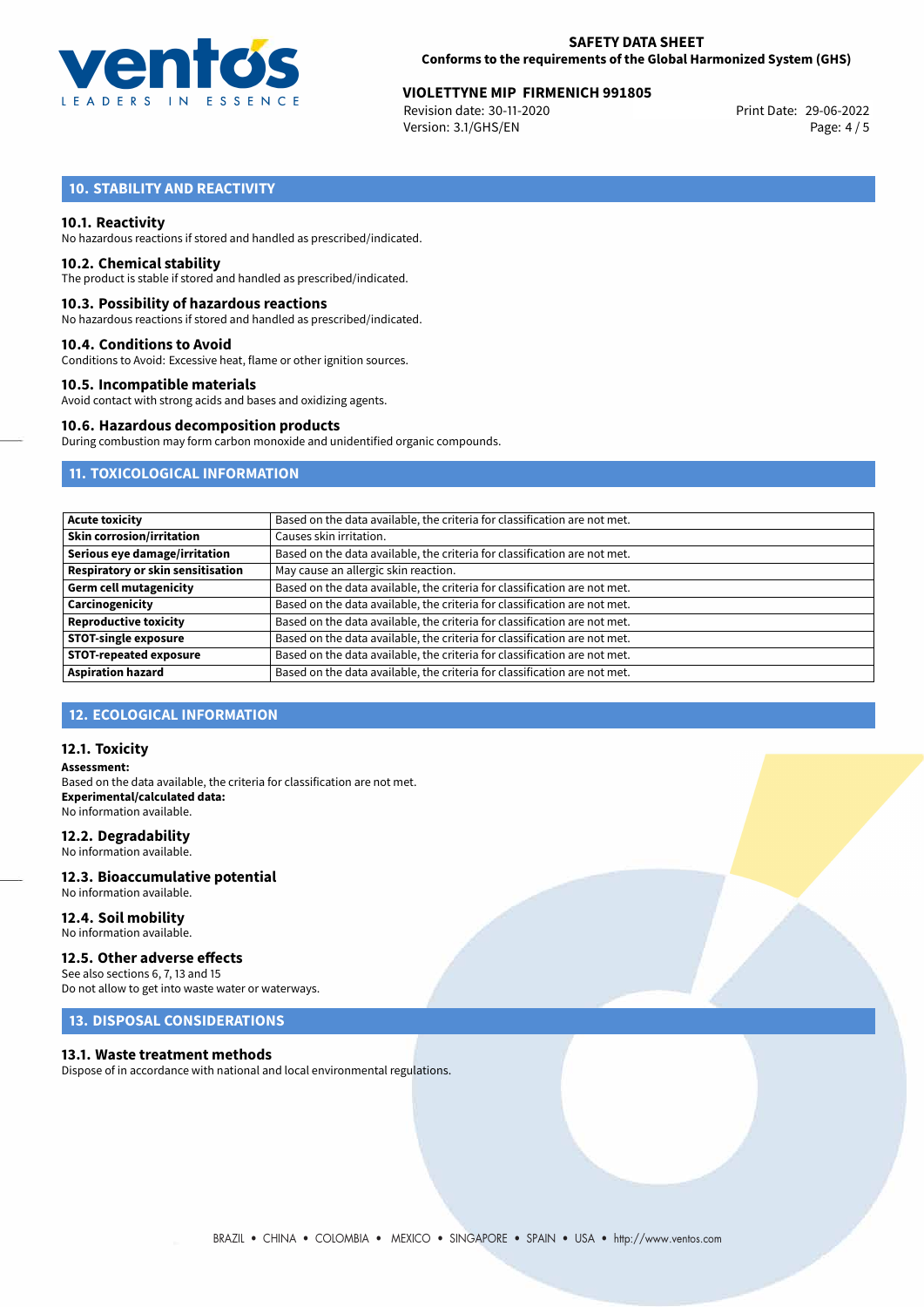## 10. STABILITY AND REACTIVITY

### 10.1. Reactivity

No hazardous reactions if stored and handled as prescribed/indicated.

### 10.2. Chemical stability

The product is stable if stored and handled as prescribed/indicated.

### 10.3. Possibility of hazardous reactions

No hazardous reactions if stored and handled as prescribed/indicated.

### 10.4. Conditions to Avoid

Conditions to Avoid: Excessive heat, flame or other ignition sources.

### 10.5. Incompatible materials

Avoid contact with strong acids and bases and oxidizing agents.

### 10.6. Hazardous decomposition products

During combustion may form carbon monoxide and unidentified organic compounds.

## 11. TOXICOLOGICAL INFORMATION

| | |
|---|---|
| **Acute toxicity** | Based on the data available, the criteria for classification are not met. |
| **Skin corrosion/irritation** | Causes skin irritation. |
| **Serious eye damage/irritation** | Based on the data available, the criteria for classification are not met. |
| **Respiratory or skin sensitisation** | May cause an allergic skin reaction. |
| **Germ cell mutagenicity** | Based on the data available, the criteria for classification are not met. |
| **Carcinogenicity** | Based on the data available, the criteria for classification are not met. |
| **Reproductive toxicity** | Based on the data available, the criteria for classification are not met. |
| **STOT-single exposure** | Based on the data available, the criteria for classification are not met. |
| **STOT-repeated exposure** | Based on the data available, the criteria for classification are not met. |
| **Aspiration hazard** | Based on the data available, the criteria for classification are not met. |

## 12. ECOLOGICAL INFORMATION

### 12.1. Toxicity

**Assessment:**
Based on the data available, the criteria for classification are not met.
**Experimental/calculated data:**
No information available.

### 12.2. Degradability

No information available.

### 12.3. Bioaccumulative potential

No information available.

### 12.4. Soil mobility

No information available.

### 12.5. Other adverse effects

See also sections 6, 7, 13 and 15
Do not allow to get into waste water or waterways.

## 13. DISPOSAL CONSIDERATIONS

### 13.1. Waste treatment methods

Dispose of in accordance with national and local environmental regulations.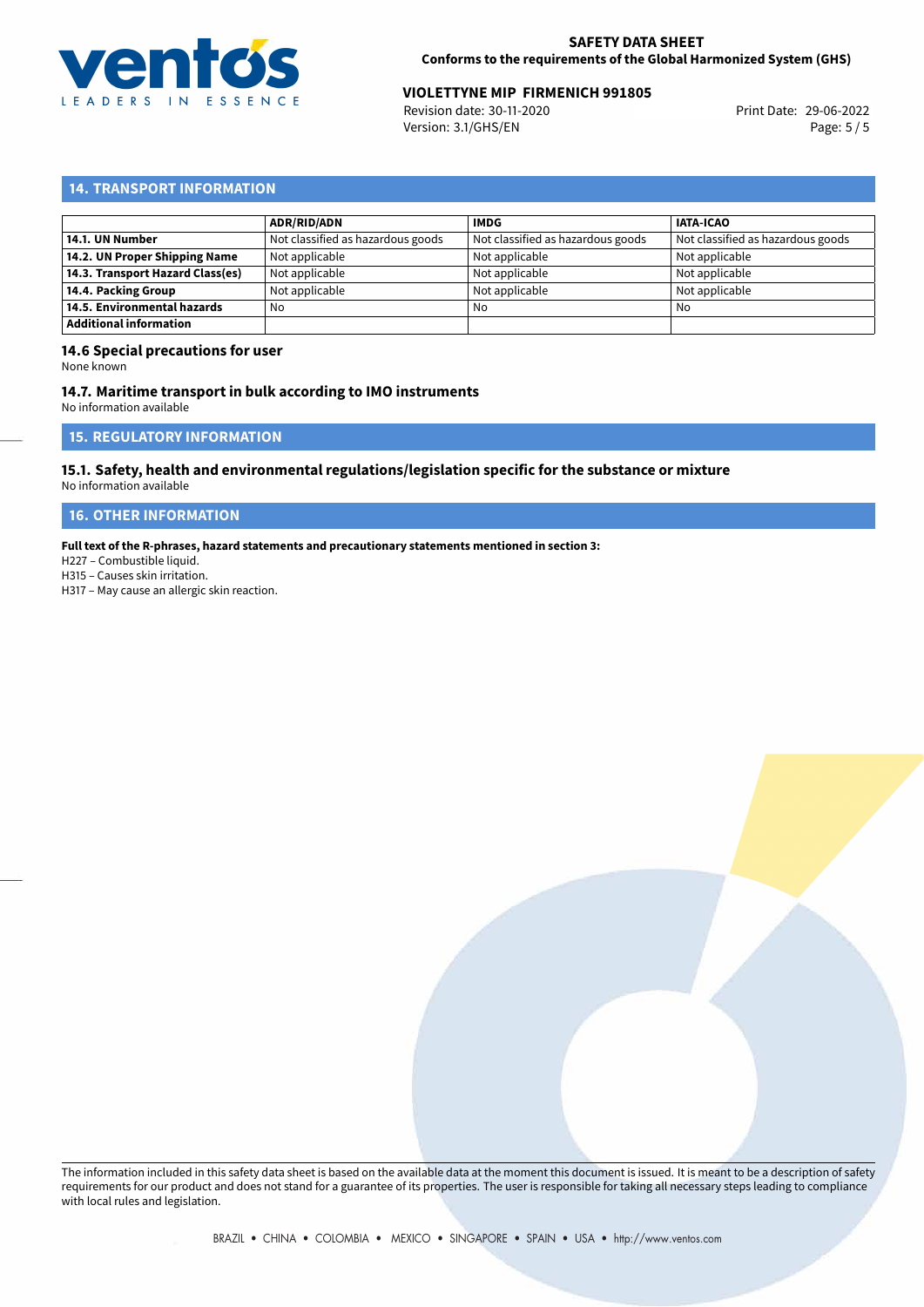## 14. TRANSPORT INFORMATION

| | ADR/RID/ADN | IMDG | IATA-ICAO |
|---|---|---|---|
| **14.1. UN Number** | Not classified as hazardous goods | Not classified as hazardous goods | Not classified as hazardous goods |
| **14.2. UN Proper Shipping Name** | Not applicable | Not applicable | Not applicable |
| **14.3. Transport Hazard Class(es)** | Not applicable | Not applicable | Not applicable |
| **14.4. Packing Group** | Not applicable | Not applicable | Not applicable |
| **14.5. Environmental hazards** | No | No | No |
| **Additional information** | | | |

### 14.6 Special precautions for user

None known

### 14.7. Maritime transport in bulk according to IMO instruments

No information available

## 15. REGULATORY INFORMATION

### 15.1. Safety, health and environmental regulations/legislation specific for the substance or mixture

No information available

## 16. OTHER INFORMATION

**Full text of the R-phrases, hazard statements and precautionary statements mentioned in section 3:**

H227 – Combustible liquid.
H315 – Causes skin irritation.
H317 – May cause an allergic skin reaction.

The information included in this safety data sheet is based on the available data at the moment this document is issued. It is meant to be a description of safety requirements for our product and does not stand for a guarantee of its properties. The user is responsible for taking all necessary steps leading to compliance with local rules and legislation.

BRAZIL • CHINA • COLOMBIA • MEXICO • SINGAPORE • SPAIN • USA • http://www.ventos.com